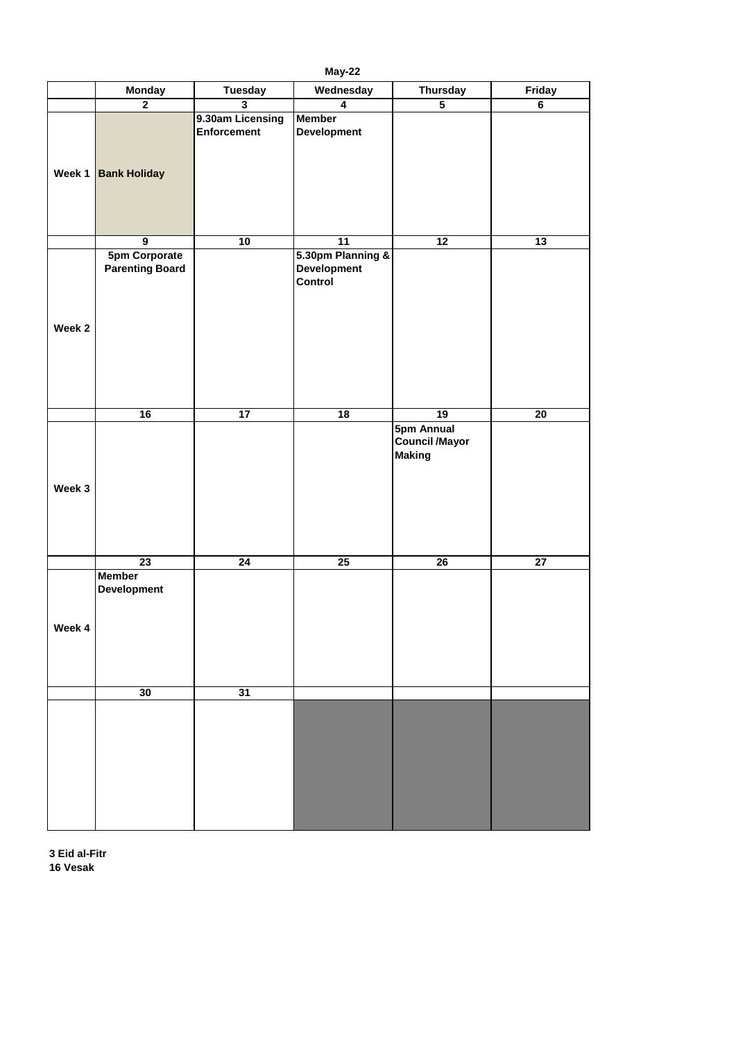## May-22

| | Monday | Tuesday | Wednesday | Thursday | Friday |
|---|---|---|---|---|---|
| | 2 | 3 | 4 | 5 | 6 |
| Week 1 | Bank Holiday | 9.30am Licensing Enforcement | Member Development | | |
| | 9 | 10 | 11 | 12 | 13 |
| Week 2 | 5pm Corporate Parenting Board | | 5.30pm Planning & Development Control | | |
| | 16 | 17 | 18 | 19 | 20 |
| Week 3 | | | | 5pm Annual Council /Mayor Making | |
| | 23 | 24 | 25 | 26 | 27 |
| Week 4 | Member Development | | | | |
| | 30 | 31 | | | |
| | | | | | |

**3 Eid al-Fitr**
**16 Vesak**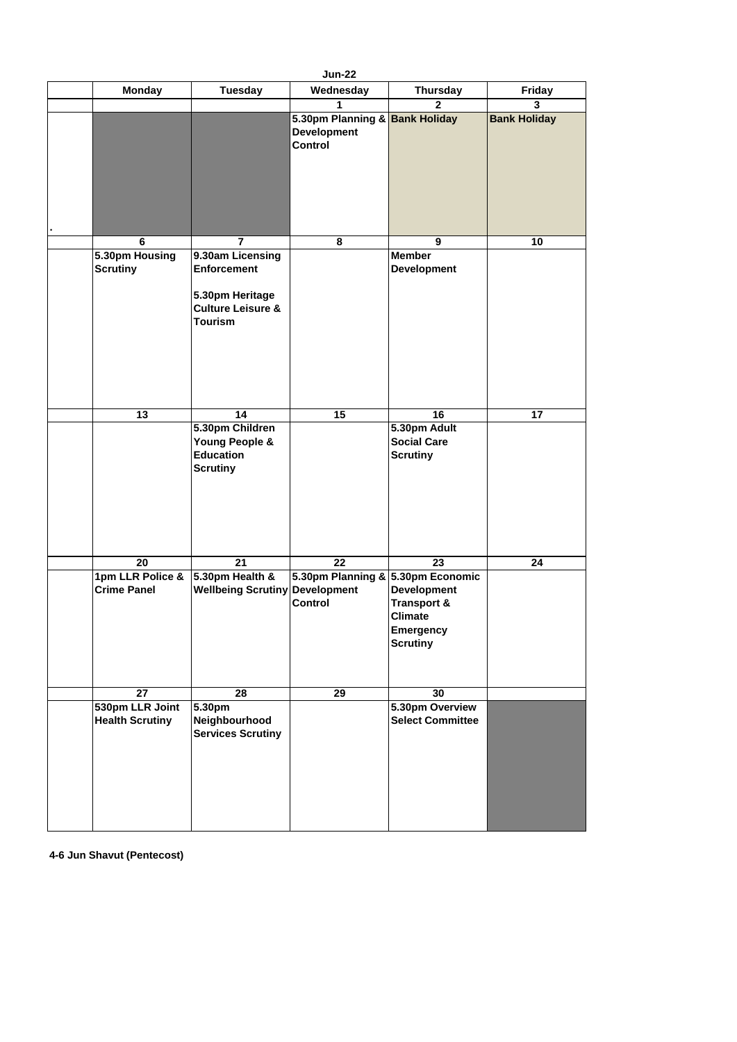## Jun-22

| | Monday | Tuesday | Wednesday | Thursday | Friday |
|---|---|---|---|---|---|
| | | | 1 | 2 | 3 |
| . | | | 5.30pm Planning & Development Control | Bank Holiday | Bank Holiday |
| | 6 | 7 | 8 | 9 | 10 |
| | 5.30pm Housing Scrutiny | 9.30am Licensing Enforcement<br><br>5.30pm Heritage Culture Leisure & Tourism | | Member Development | |
| | 13 | 14 | 15 | 16 | 17 |
| | | 5.30pm Children Young People & Education Scrutiny | | 5.30pm Adult Social Care Scrutiny | |
| | 20 | 21 | 22 | 23 | 24 |
| | 1pm LLR Police & Crime Panel | 5.30pm Health & Wellbeing Scrutiny | 5.30pm Planning & Development Control | 5.30pm Economic Development Transport & Climate Emergency Scrutiny | |
| | 27 | 28 | 29 | 30 | |
| | 530pm LLR Joint Health Scrutiny | 5.30pm Neighbourhood Services Scrutiny | | 5.30pm Overview Select Committee | |

**4-6 Jun Shavut (Pentecost)**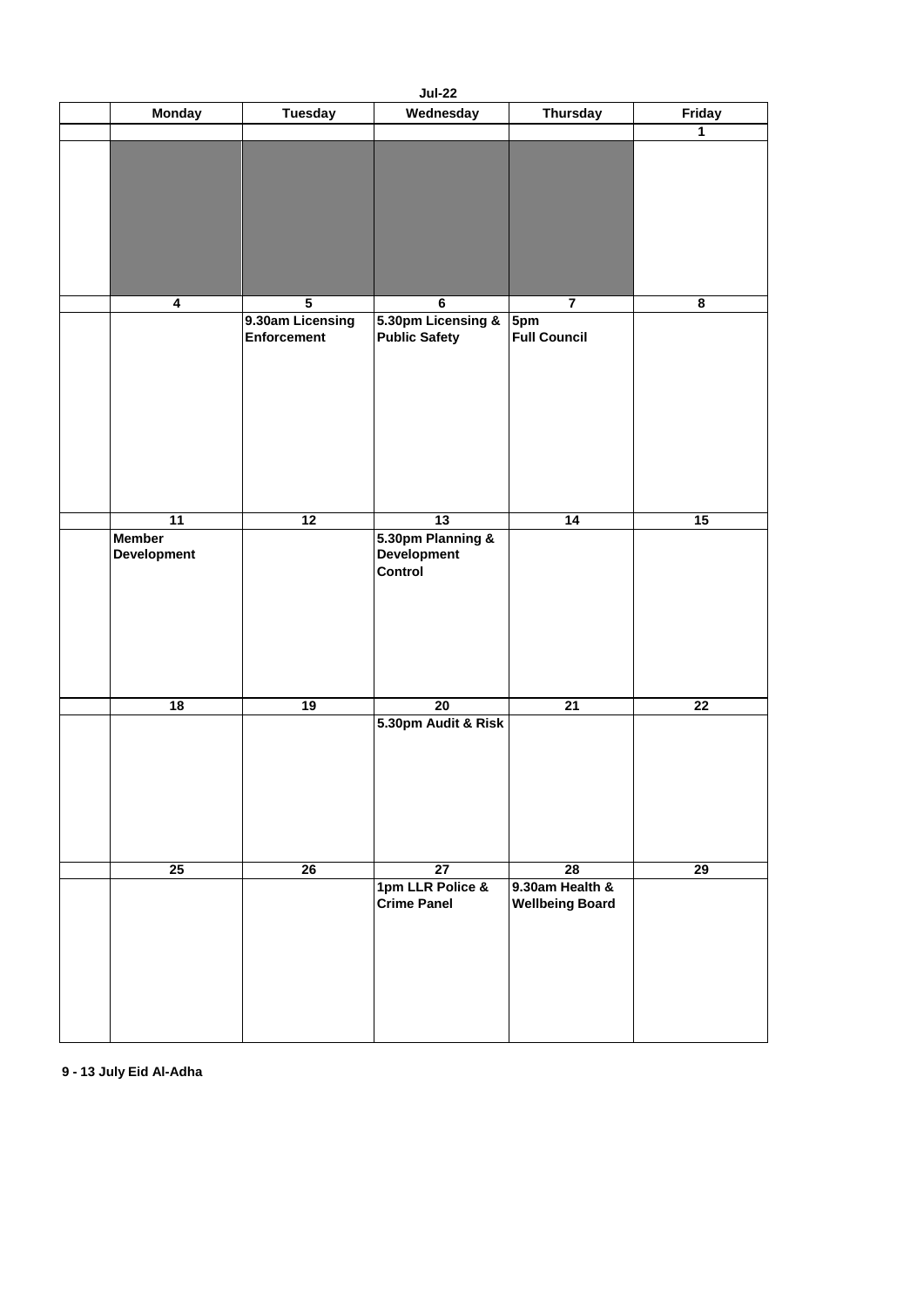**Jul-22**

| | Monday | Tuesday | Wednesday | Thursday | Friday |
|---|---|---|---|---|---|
| | | | | | 1 |
| | | | | | |
| | 4 | 5 | 6 | 7 | 8 |
| | | 9.30am Licensing Enforcement | 5.30pm Licensing & Public Safety | 5pm Full Council | |
| | 11 | 12 | 13 | 14 | 15 |
| | Member Development | | 5.30pm Planning & Development Control | | |
| | 18 | 19 | 20 | 21 | 22 |
| | | | 5.30pm Audit & Risk | | |
| | 25 | 26 | 27 | 28 | 29 |
| | | | 1pm LLR Police & Crime Panel | 9.30am Health & Wellbeing Board | |

**9 - 13 July Eid Al-Adha**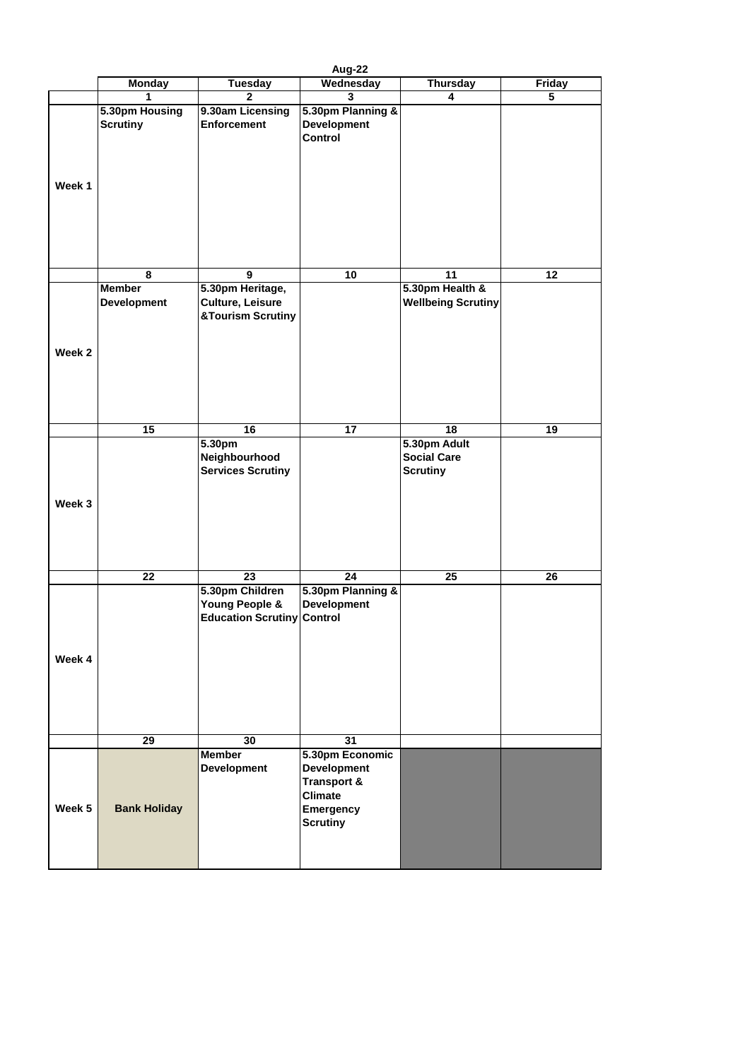# Aug-22

| | Monday | Tuesday | Wednesday | Thursday | Friday |
|---|---|---|---|---|---|
| | 1 | 2 | 3 | 4 | 5 |
| Week 1 | 5.30pm Housing Scrutiny | 9.30am Licensing Enforcement | 5.30pm Planning & Development Control | | |
| | 8 | 9 | 10 | 11 | 12 |
| Week 2 | Member Development | 5.30pm Heritage, Culture, Leisure &Tourism Scrutiny | | 5.30pm Health & Wellbeing Scrutiny | |
| | 15 | 16 | 17 | 18 | 19 |
| Week 3 | | 5.30pm Neighbourhood Services Scrutiny | | 5.30pm Adult Social Care Scrutiny | |
| | 22 | 23 | 24 | 25 | 26 |
| Week 4 | | 5.30pm Children Young People & Education Scrutiny | 5.30pm Planning & Development Control | | |
| | 29 | 30 | 31 | | |
| Week 5 | Bank Holiday | Member Development | 5.30pm Economic Development Transport & Climate Emergency Scrutiny | | |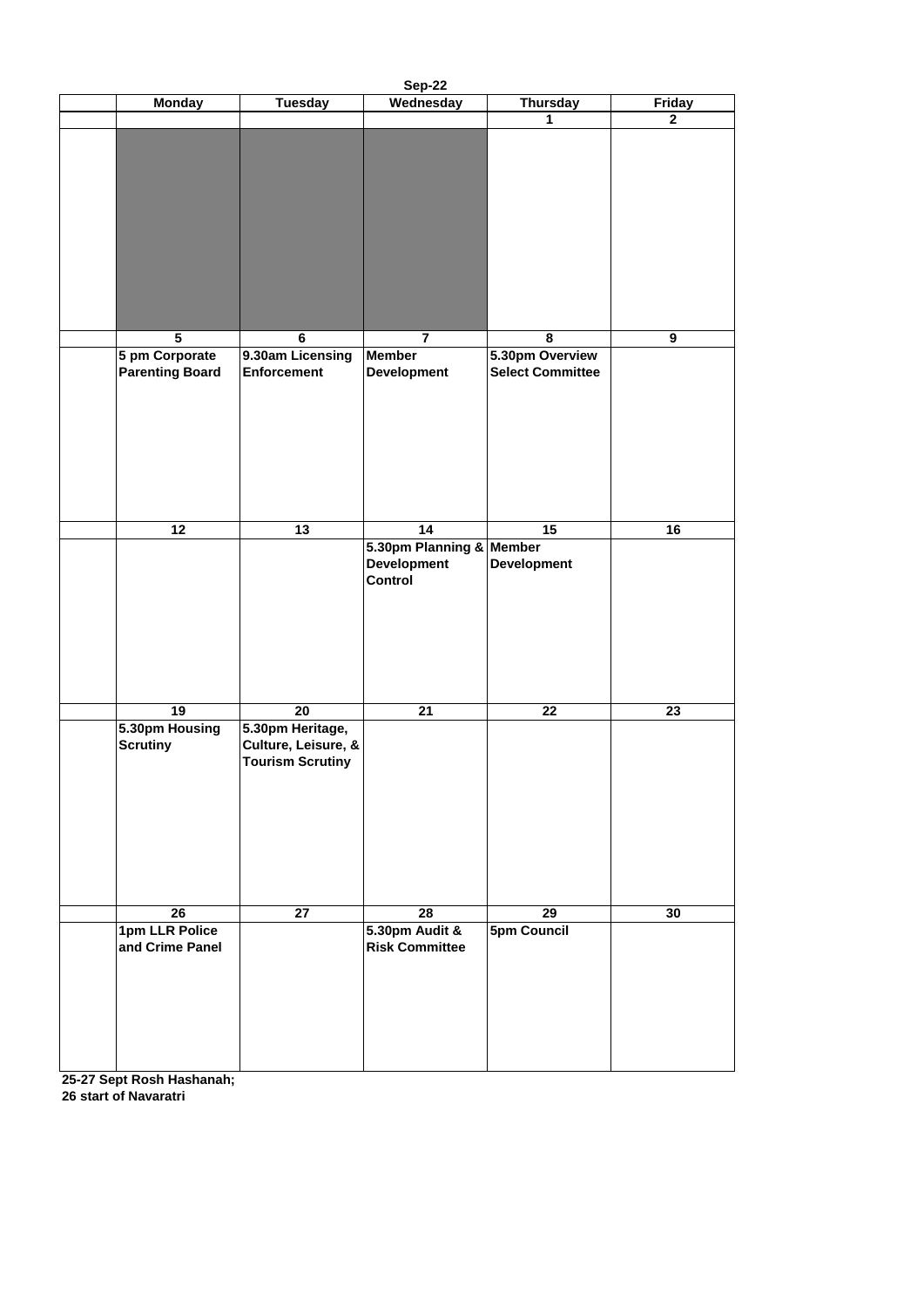**Sep-22**

| | Monday | Tuesday | Wednesday | Thursday | Friday |
|---|---|---|---|---|---|
| | | | | 1 | 2 |
| | | | | | |
| | 5 | 6 | 7 | 8 | 9 |
| | 5 pm Corporate Parenting Board | 9.30am Licensing Enforcement | Member Development | 5.30pm Overview Select Committee | |
| | 12 | 13 | 14 | 15 | 16 |
| | | | 5.30pm Planning & Development Control | Member Development | |
| | 19 | 20 | 21 | 22 | 23 |
| | 5.30pm Housing Scrutiny | 5.30pm Heritage, Culture, Leisure, & Tourism Scrutiny | | | |
| | 26 | 27 | 28 | 29 | 30 |
| | 1pm LLR Police and Crime Panel | | 5.30pm Audit & Risk Committee | 5pm Council | |

**25-27 Sept Rosh Hashanah;**
**26 start of Navaratri**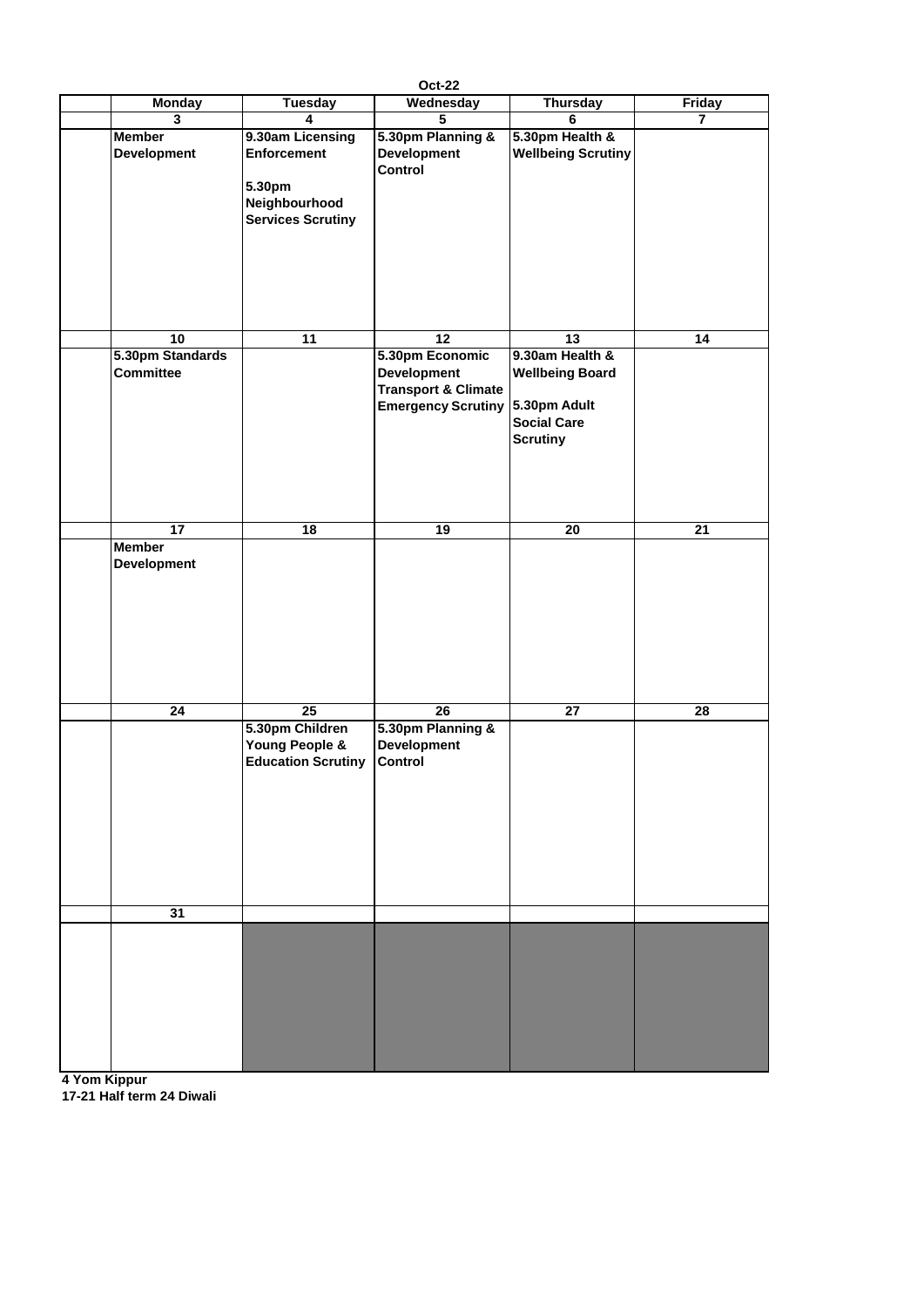# Oct-22

| Monday | Tuesday | Wednesday | Thursday | Friday |
|---|---|---|---|---|
| **3** | **4** | **5** | **6** | **7** |
| **Member Development** | **9.30am Licensing Enforcement**<br><br>**5.30pm Neighbourhood Services Scrutiny** | **5.30pm Planning & Development Control** | **5.30pm Health & Wellbeing Scrutiny** | |
| **10** | **11** | **12** | **13** | **14** |
| **5.30pm Standards Committee** | | **5.30pm Economic Development Transport & Climate Emergency Scrutiny** | **9.30am Health & Wellbeing Board**<br><br>**5.30pm Adult Social Care Scrutiny** | |
| **17** | **18** | **19** | **20** | **21** |
| **Member Development** | | | | |
| **24** | **25** | **26** | **27** | **28** |
| | **5.30pm Children Young People & Education Scrutiny** | **5.30pm Planning & Development Control** | | |
| **31** | | | | |
| | | | | |

**4 Yom Kippur**
**17-21 Half term 24 Diwali**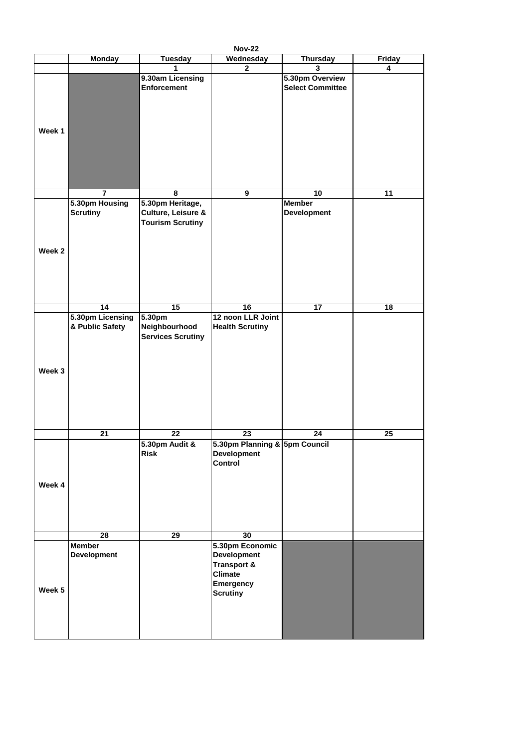**Nov-22**

| | Monday | Tuesday | Wednesday | Thursday | Friday |
|---|---|---|---|---|---|
| | | 1 | 2 | 3 | 4 |
| Week 1 | | 9.30am Licensing Enforcement | | 5.30pm Overview Select Committee | |
| | 7 | 8 | 9 | 10 | 11 |
| Week 2 | 5.30pm Housing Scrutiny | 5.30pm Heritage, Culture, Leisure & Tourism Scrutiny | | Member Development | |
| | 14 | 15 | 16 | 17 | 18 |
| Week 3 | 5.30pm Licensing & Public Safety | 5.30pm Neighbourhood Services Scrutiny | 12 noon LLR Joint Health Scrutiny | | |
| | 21 | 22 | 23 | 24 | 25 |
| Week 4 | | 5.30pm Audit & Risk | 5.30pm Planning & Development Control | 5pm Council | |
| | 28 | 29 | 30 | | |
| Week 5 | Member Development | | 5.30pm Economic Development Transport & Climate Emergency Scrutiny | | |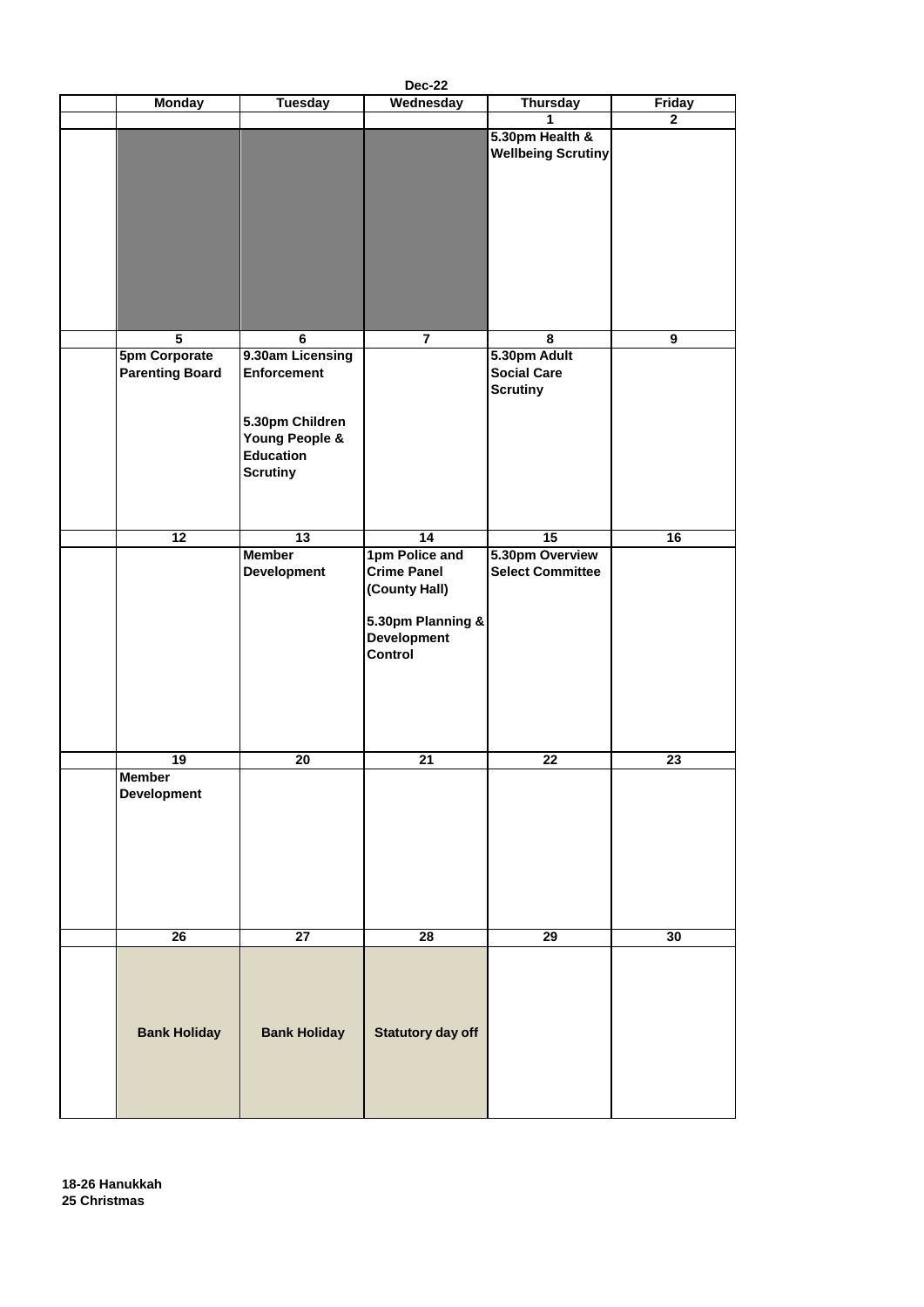## Dec-22

| | Monday | Tuesday | Wednesday | Thursday | Friday |
|---|---|---|---|---|---|
| | | | | 1 | 2 |
| | | | | 5.30pm Health & Wellbeing Scrutiny | |
| | 5 | 6 | 7 | 8 | 9 |
| | 5pm Corporate Parenting Board | 9.30am Licensing Enforcement<br><br>5.30pm Children Young People & Education Scrutiny | | 5.30pm Adult Social Care Scrutiny | |
| | 12 | 13 | 14 | 15 | 16 |
| | | Member Development | 1pm Police and Crime Panel (County Hall)<br><br>5.30pm Planning & Development Control | 5.30pm Overview Select Committee | |
| | 19 | 20 | 21 | 22 | 23 |
| | Member Development | | | | |
| | 26 | 27 | 28 | 29 | 30 |
| | Bank Holiday | Bank Holiday | Statutory day off | | |

**18-26 Hanukkah**
**25 Christmas**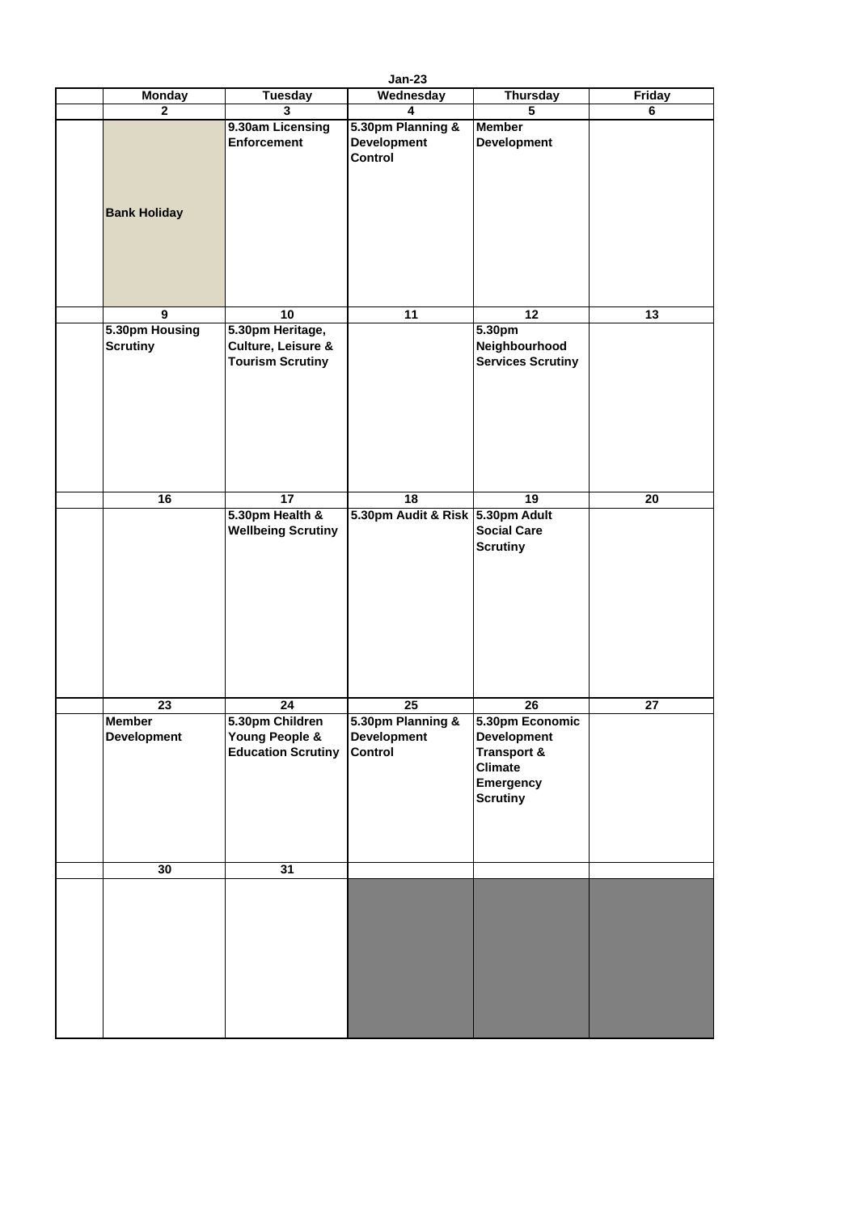**Jan-23**

| Monday | Tuesday | Wednesday | Thursday | Friday |
|---|---|---|---|---|
| 2 | 3 | 4 | 5 | 6 |
| Bank Holiday | 9.30am Licensing Enforcement | 5.30pm Planning & Development Control | Member Development | |
| 9 | 10 | 11 | 12 | 13 |
| 5.30pm Housing Scrutiny | 5.30pm Heritage, Culture, Leisure & Tourism Scrutiny | | 5.30pm Neighbourhood Services Scrutiny | |
| 16 | 17 | 18 | 19 | 20 |
| | 5.30pm Health & Wellbeing Scrutiny | 5.30pm Audit & Risk | 5.30pm Adult Social Care Scrutiny | |
| 23 | 24 | 25 | 26 | 27 |
| Member Development | 5.30pm Children Young People & Education Scrutiny | 5.30pm Planning & Development Control | 5.30pm Economic Development Transport & Climate Emergency Scrutiny | |
| 30 | 31 | | | |
| | | | | |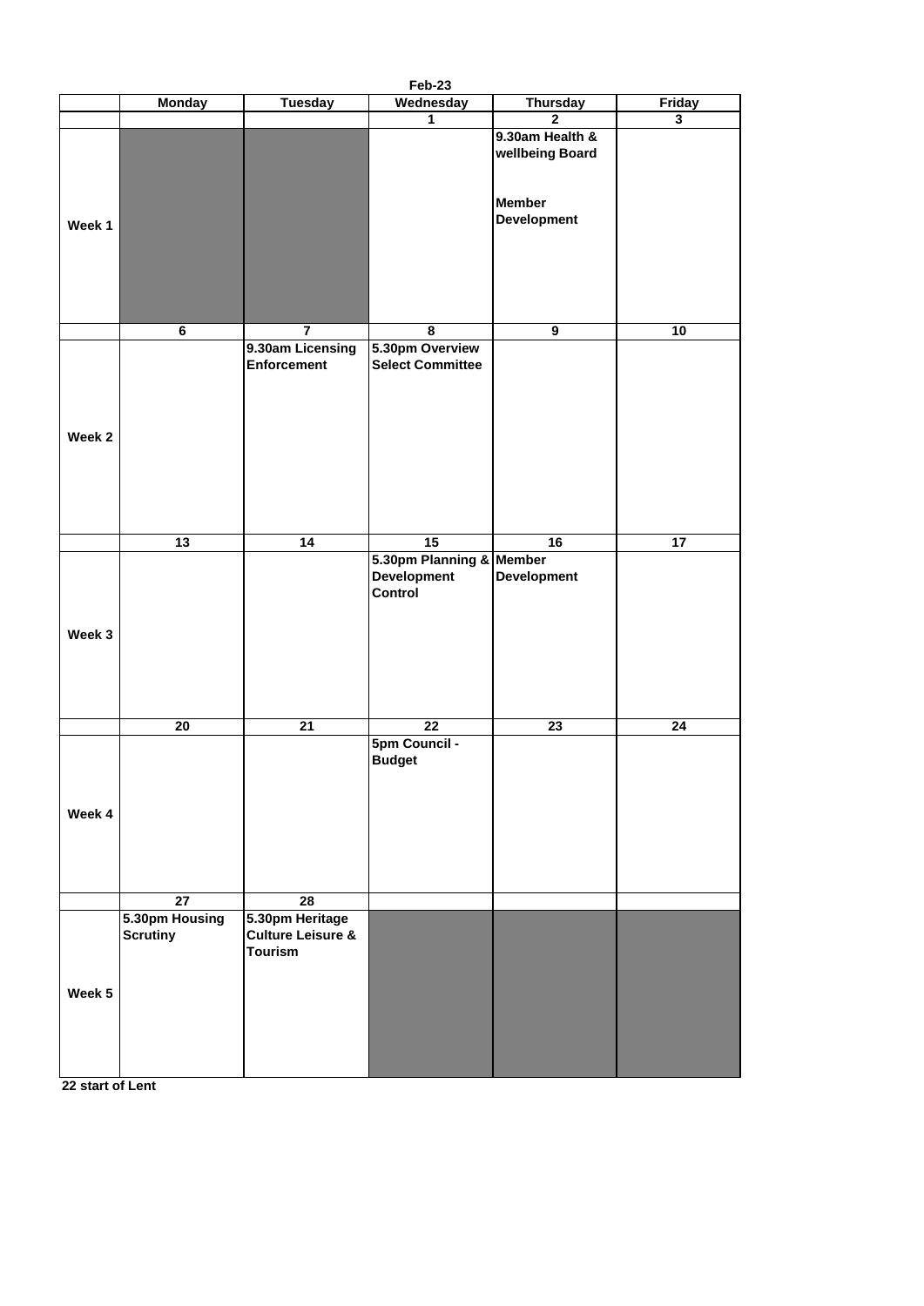**Feb-23**

| | Monday | Tuesday | Wednesday | Thursday | Friday |
|---|---|---|---|---|---|
| | | | 1 | 2 | 3 |
| Week 1 | | | | 9.30am Health & wellbeing Board<br><br>Member Development | |
| | 6 | 7 | 8 | 9 | 10 |
| Week 2 | | 9.30am Licensing Enforcement | 5.30pm Overview Select Committee | | |
| | 13 | 14 | 15 | 16 | 17 |
| Week 3 | | | 5.30pm Planning & Development Control | Member Development | |
| | 20 | 21 | 22 | 23 | 24 |
| Week 4 | | | 5pm Council - Budget | | |
| | 27 | 28 | | | |
| Week 5 | 5.30pm Housing Scrutiny | 5.30pm Heritage Culture Leisure & Tourism | | | |

22 start of Lent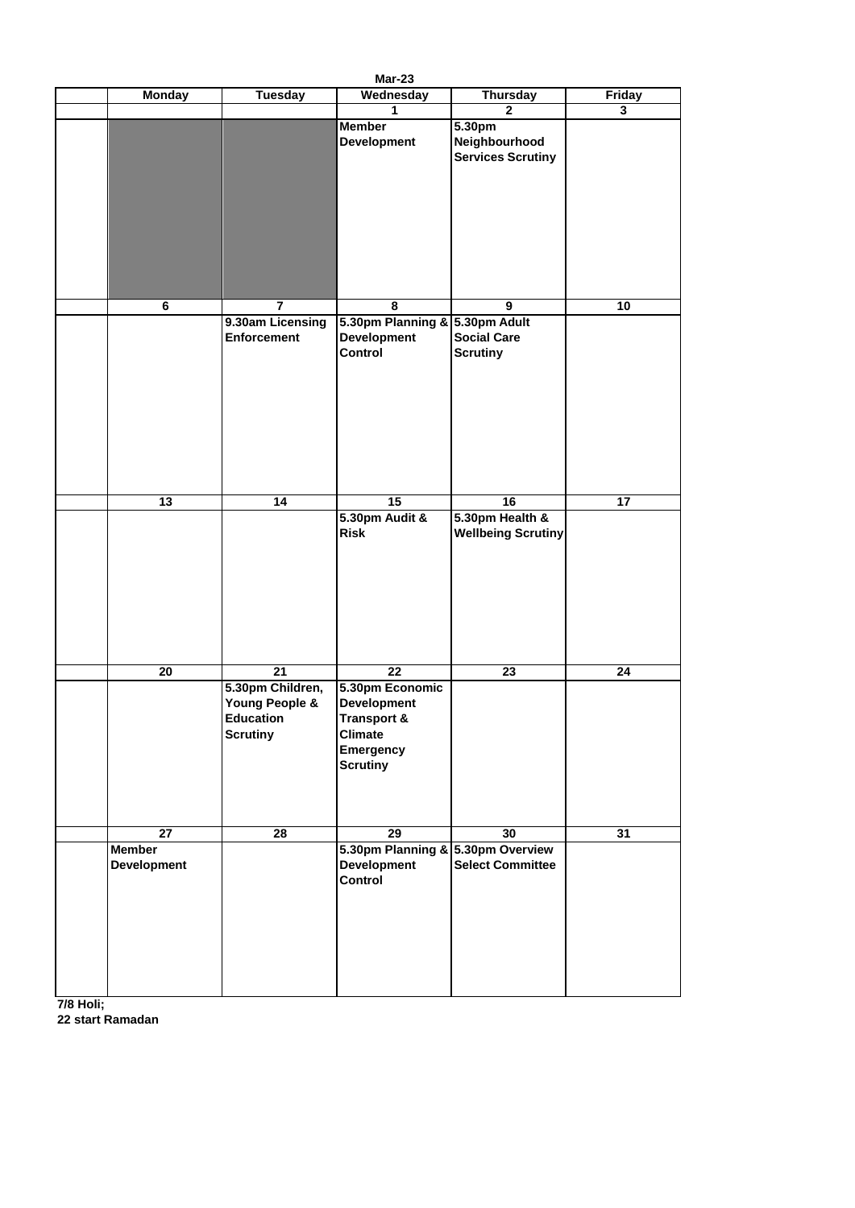# Mar-23

| | Monday | Tuesday | Wednesday | Thursday | Friday |
|---|---|---|---|---|---|
| | | | 1 | 2 | 3 |
| | | | Member Development | 5.30pm Neighbourhood Services Scrutiny | |
| | 6 | 7 | 8 | 9 | 10 |
| | | 9.30am Licensing Enforcement | 5.30pm Planning & Development Control | 5.30pm Adult Social Care Scrutiny | |
| | 13 | 14 | 15 | 16 | 17 |
| | | | 5.30pm Audit & Risk | 5.30pm Health & Wellbeing Scrutiny | |
| | 20 | 21 | 22 | 23 | 24 |
| | | 5.30pm Children, Young People & Education Scrutiny | 5.30pm Economic Development Transport & Climate Emergency Scrutiny | | |
| | 27 | 28 | 29 | 30 | 31 |
| | Member Development | | 5.30pm Planning & Development Control | 5.30pm Overview Select Committee | |

**7/8 Holi;**
**22 start Ramadan**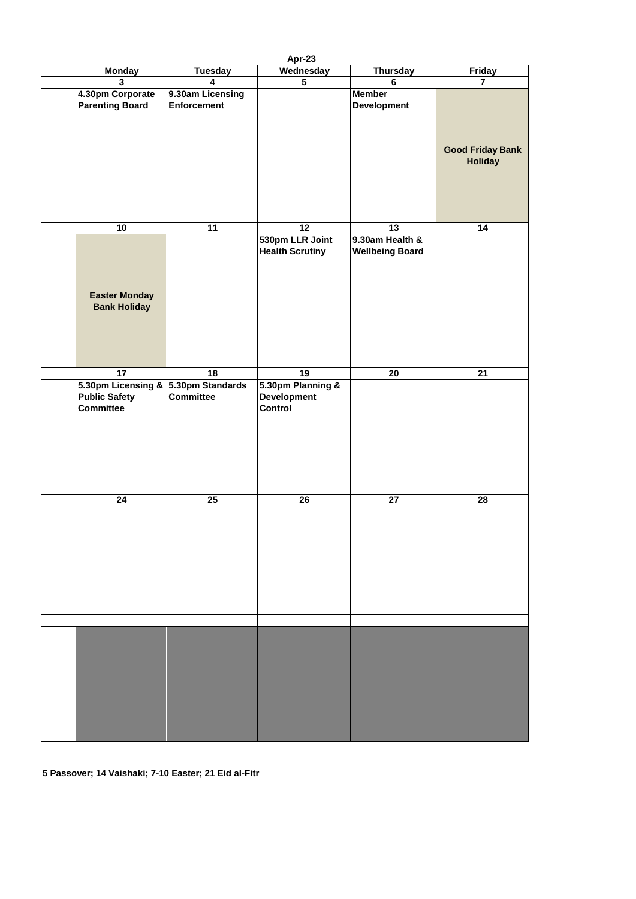## Apr-23

| Monday | Tuesday | Wednesday | Thursday | Friday |
|---|---|---|---|---|
| 3 | 4 | 5 | 6 | 7 |
| 4.30pm Corporate Parenting Board | 9.30am Licensing Enforcement | | Member Development | Good Friday Bank Holiday |
| 10 | 11 | 12 | 13 | 14 |
| Easter Monday Bank Holiday | | 530pm LLR Joint Health Scrutiny | 9.30am Health & Wellbeing Board | |
| 17 | 18 | 19 | 20 | 21 |
| 5.30pm Licensing & Public Safety Committee | 5.30pm Standards Committee | 5.30pm Planning & Development Control | | |
| 24 | 25 | 26 | 27 | 28 |
| | | | | |

**5 Passover; 14 Vaishaki; 7-10 Easter; 21 Eid al-Fitr**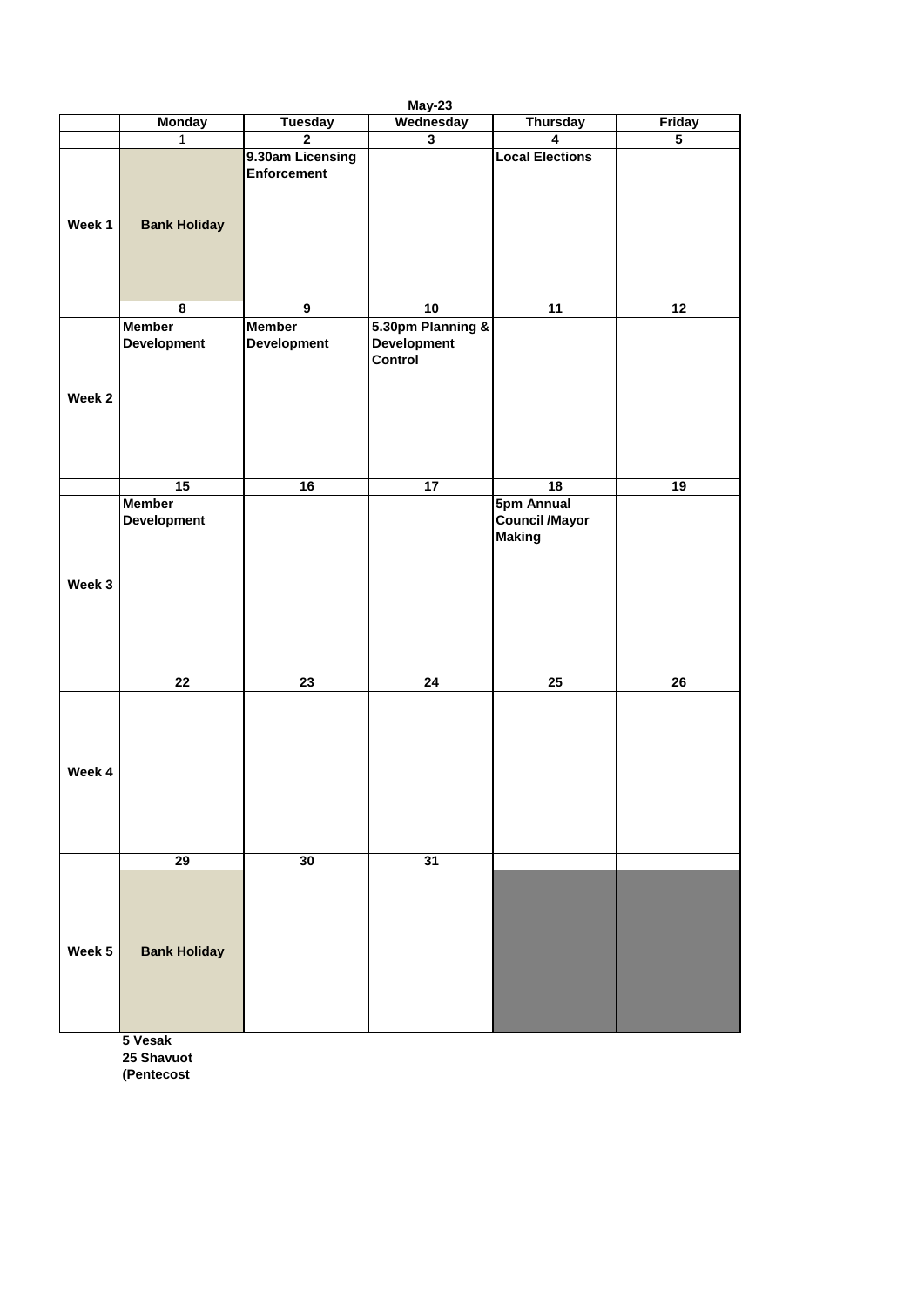# May-23

| | Monday | Tuesday | Wednesday | Thursday | Friday |
|---|---|---|---|---|---|
| | 1 | 2 | 3 | 4 | 5 |
| Week 1 | **Bank Holiday** | 9.30am Licensing Enforcement | | Local Elections | |
| | 8 | 9 | 10 | 11 | 12 |
| Week 2 | Member Development | Member Development | 5.30pm Planning & Development Control | | |
| | 15 | 16 | 17 | 18 | 19 |
| Week 3 | Member Development | | | 5pm Annual Council /Mayor Making | |
| | 22 | 23 | 24 | 25 | 26 |
| Week 4 | | | | | |
| | 29 | 30 | 31 | | |
| Week 5 | **Bank Holiday** | | | | |

5 Vesak
25 Shavuot
(Pentecost